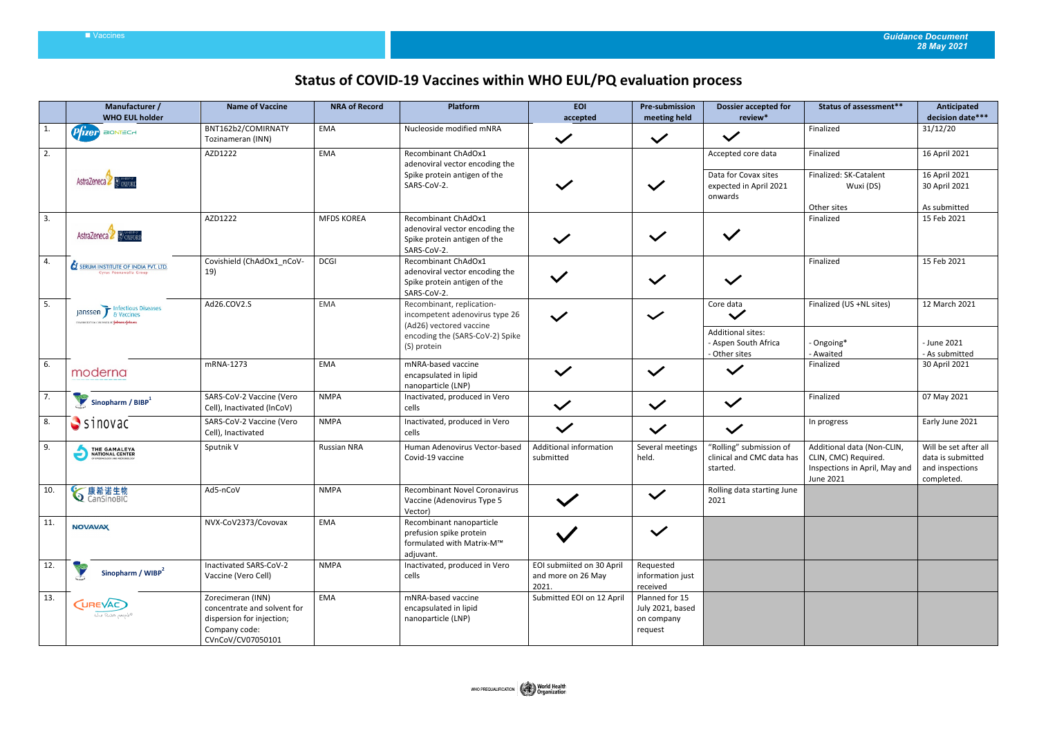# Status of COVID-19 Vaccines within WHO EUL/PQ evaluation process

| | Manufacturer / WHO EUL holder | Name of Vaccine | NRA of Record | Platform | EOI accepted | Pre-submission meeting held | Dossier accepted for review* | Status of assessment** | Anticipated decision date*** |
|---|---|---|---|---|---|---|---|---|---|
| 1. | Pfizer BIONTECH | BNT162b2/COMIRNATY Tozinameran (INN) | EMA | Nucleoside modified mNRA | ✓ | ✓ | ✓ | Finalized | 31/12/20 |
| 2. | AstraZeneca Oxford | AZD1222 | EMA | Recombinant ChAdOx1 adenoviral vector encoding the Spike protein antigen of the SARS-CoV-2. | ✓ | ✓ | Accepted core data | Finalized | 16 April 2021 |
| | | | | | | | Data for Covax sites expected in April 2021 onwards | Finalized: SK-Catalent Wuxi (DS)<br>Other sites | 16 April 2021<br>30 April 2021<br>As submitted |
| 3. | AstraZeneca Oxford | AZD1222 | MFDS KOREA | Recombinant ChAdOx1 adenoviral vector encoding the Spike protein antigen of the SARS-CoV-2. | ✓ | ✓ | ✓ | Finalized | 15 Feb 2021 |
| 4. | SERUM INSTITUTE OF INDIA PVT. LTD. Cyrus Poonawalla Group | Covishield (ChAdOx1_nCoV-19) | DCGI | Recombinant ChAdOx1 adenoviral vector encoding the Spike protein antigen of the SARS-CoV-2. | ✓ | ✓ | ✓ | Finalized | 15 Feb 2021 |
| 5. | Janssen Infectious Diseases & Vaccines | Ad26.COV2.S | EMA | Recombinant, replication-incompetent adenovirus type 26 (Ad26) vectored vaccine encoding the (SARS-CoV-2) Spike (S) protein | ✓ | ✓ | Core data ✓ | Finalized (US +NL sites) | 12 March 2021 |
| | | | | | | | Additional sites:<br>- Aspen South Africa<br>- Other sites | - Ongoing*<br>- Awaited | - June 2021<br>- As submitted |
| 6. | moderna | mRNA-1273 | EMA | mRNA-based vaccine encapsulated in lipid nanoparticle (LNP) | ✓ | ✓ | ✓ | Finalized | 30 April 2021 |
| 7. | Sinopharm / BIBP[1] | SARS-CoV-2 Vaccine (Vero Cell), Inactivated (InCoV) | NMPA | Inactivated, produced in Vero cells | ✓ | ✓ | ✓ | Finalized | 07 May 2021 |
| 8. | Sinovac | SARS-CoV-2 Vaccine (Vero Cell), Inactivated | NMPA | Inactivated, produced in Vero cells | ✓ | ✓ | ✓ | In progress | Early June 2021 |
| 9. | THE GAMALEYA NATIONAL CENTER | Sputnik V | Russian NRA | Human Adenovirus Vector-based Covid-19 vaccine | Additional information submitted | Several meetings held. | "Rolling" submission of clinical and CMC data has started. | Additional data (Non-CLIN, CLIN, CMC) Required. Inspections in April, May and June 2021 | Will be set after all data is submitted and inspections completed. |
| 10. | 康希诺生物 CanSinoBIC | Ad5-nCoV | NMPA | Recombinant Novel Coronavirus Vaccine (Adenovirus Type 5 Vector) | ✓ | ✓ | Rolling data starting June 2021 | | |
| 11. | NOVAVAX | NVX-CoV2373/Covovax | EMA | Recombinant nanoparticle prefusion spike protein formulated with Matrix-M™ adjuvant. | ✓ | ✓ | | | |
| 12. | Sinopharm / WIBP[2] | Inactivated SARS-CoV-2 Vaccine (Vero Cell) | NMPA | Inactivated, produced in Vero cells | EOI submiited on 30 April and more on 26 May 2021. | Requested information just received | | | |
| 13. | CUREVAC | Zorecimeran (INN) concentrate and solvent for dispersion for injection; Company code: CVnCoV/CV07050101 | EMA | mNRA-based vaccine encapsulated in lipid nanoparticle (LNP) | Submitted EOI on 12 April | Planned for 15 July 2021, based on company request | | | |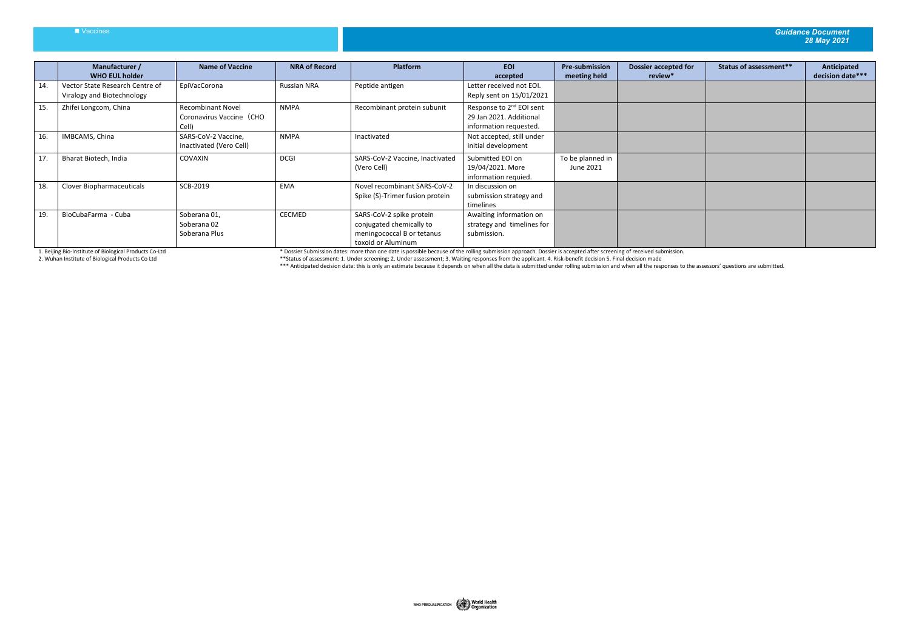| | Manufacturer / WHO EUL holder | Name of Vaccine | NRA of Record | Platform | EOI accepted | Pre-submission meeting held | Dossier accepted for review* | Status of assessment** | Anticipated decision date*** |
|---|---|---|---|---|---|---|---|---|---|
| 14. | Vector State Research Centre of Viralogy and Biotechnology | EpiVacCorona | Russian NRA | Peptide antigen | Letter received not EOI. Reply sent on 15/01/2021 | | | | |
| 15. | Zhifei Longcom, China | Recombinant Novel Coronavirus Vaccine（CHO Cell) | NMPA | Recombinant protein subunit | Response to 2nd EOI sent 29 Jan 2021. Additional information requested. | | | | |
| 16. | IMBCAMS, China | SARS-CoV-2 Vaccine, Inactivated (Vero Cell) | NMPA | Inactivated | Not accepted, still under initial development | | | | |
| 17. | Bharat Biotech, India | COVAXIN | DCGI | SARS-CoV-2 Vaccine, Inactivated (Vero Cell) | Submitted EOI on 19/04/2021. More information requied. | To be planned in June 2021 | | | |
| 18. | Clover Biopharmaceuticals | SCB-2019 | EMA | Novel recombinant SARS-CoV-2 Spike (S)-Trimer fusion protein | In discussion on submission strategy and timelines | | | | |
| 19. | BioCubaFarma - Cuba | Soberana 01, Soberana 02, Soberana Plus | CECMED | SARS-CoV-2 spike protein conjugated chemically to meningococcal B or tetanus toxoid or Aluminum | Awaiting information on strategy and timelines for submission. | | | | |

1. Beijing Bio-Institute of Biological Products Co-Ltd
2. Wuhan Institute of Biological Products Co Ltd

* Dossier Submission dates: more than one date is possible because of the rolling submission approach. Dossier is accepted after screening of received submission.

**Status of assessment: 1. Under screening; 2. Under assessment; 3. Waiting responses from the applicant. 4. Risk-benefit decision 5. Final decision made

*** Anticipated decision date: this is only an estimate because it depends on when all the data is submitted under rolling submission and when all the responses to the assessors' questions are submitted.